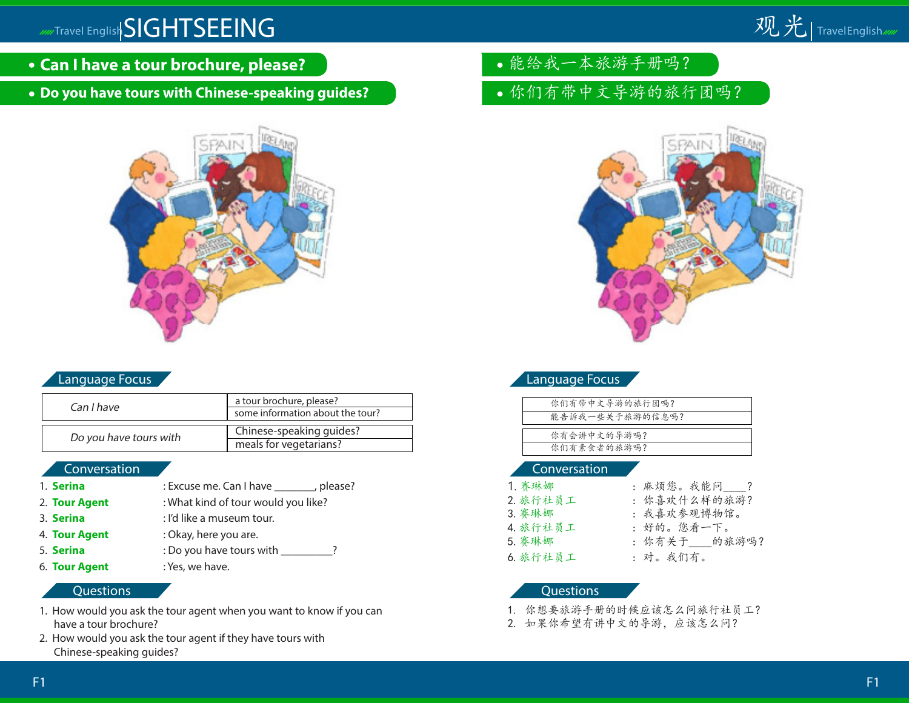# SIGHTSEEING

- **Can I have a tour brochure, please?**
- **Do you have tours with Chinese-speaking guides?**

## Language Focus

| | |
|---|---|
| *Can I have* | a tour brochure, please? |
| | some information about the tour? |

| | |
|---|---|
| *Do you have tours with* | Chinese-speaking guides? |
| | meals for vegetarians? |

## Conversation

1. **Serina** : Excuse me. Can I have _______, please?
2. **Tour Agent** : What kind of tour would you like?
3. **Serina** : I'd like a museum tour.
4. **Tour Agent** : Okay, here you are.
5. **Serina** : Do you have tours with _________?
6. **Tour Agent** : Yes, we have.

## Questions

1. How would you ask the tour agent when you want to know if you can have a tour brochure?
2. How would you ask the tour agent if they have tours with Chinese-speaking guides?

# 观光

- 能给我一本旅游手册吗？
- 你们有带中文导游的旅行团吗？

## Language Focus

| |
|---|
| 你们有带中文导游的旅行团吗？ |
| 能告诉我一些关于旅游的信息吗？ |

| |
|---|
| 你有会讲中文的导游吗？ |
| 你们有素食者的旅游吗？ |

## Conversation

1. 赛琳娜 ： 麻烦您。我能问____？
2. 旅行社员工 ： 你喜欢什么样的旅游？
3. 赛琳娜 ： 我喜欢参观博物馆。
4. 旅行社员工 ： 好的。您看一下。
5. 赛琳娜 ： 你有关于____的旅游吗？
6. 旅行社员工 ： 对。我们有。

## Questions

1. 你想要旅游手册的时候应该怎么问旅行社员工？
2. 如果你希望有讲中文的导游，应该怎么问？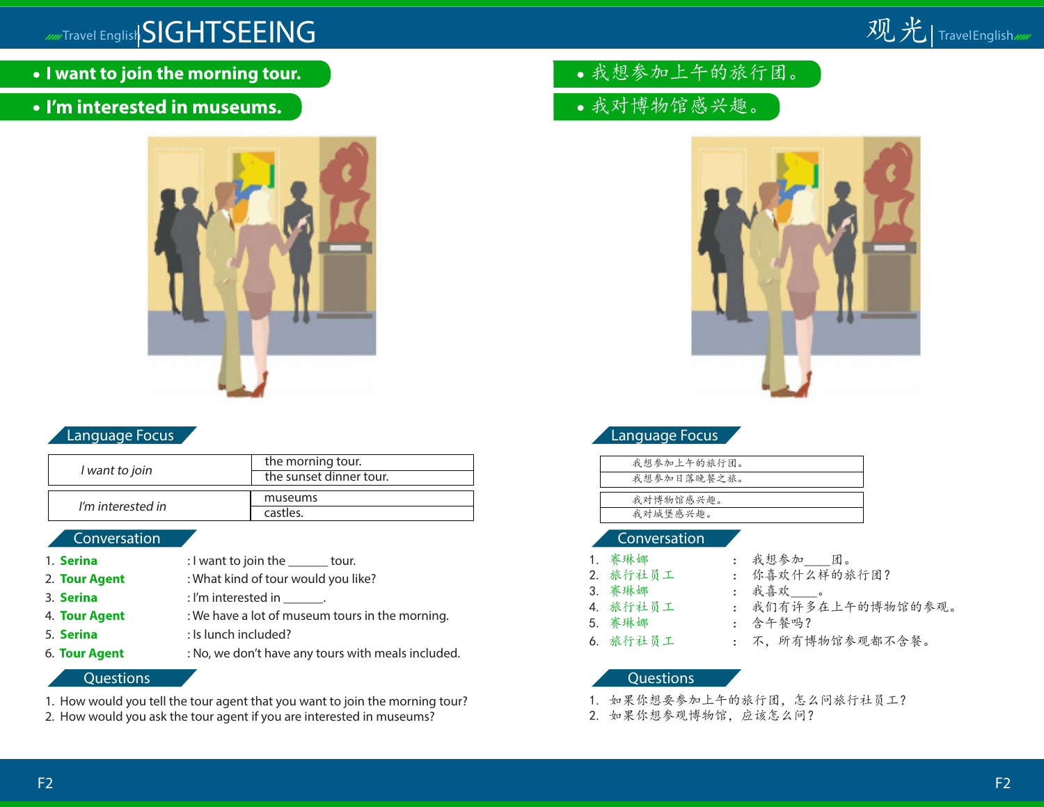# SIGHTSEEING

- **I want to join the morning tour.**
- **I'm interested in museums.**

## Language Focus

| *I want to join* | the morning tour. |
|---|---|
| | the sunset dinner tour. |

| *I'm interested in* | museums |
|---|---|
| | castles. |

## Conversation

1. **Serina** : I want to join the ______ tour.
2. **Tour Agent** : What kind of tour would you like?
3. **Serina** : I'm interested in ______.
4. **Tour Agent** : We have a lot of museum tours in the morning.
5. **Serina** : Is lunch included?
6. **Tour Agent** : No, we don't have any tours with meals included.

## Questions

1. How would you tell the tour agent that you want to join the morning tour?
2. How would you ask the tour agent if you are interested in museums?

# 观光

- 我想参加上午的旅行团。
- 我对博物馆感兴趣。

## Language Focus

| 我想参加上午的旅行团。 |
|---|
| 我想参加日落晚餐之旅。 |

| 我对博物馆感兴趣。 |
|---|
| 我对城堡感兴趣。 |

## Conversation

1. 赛琳娜 ： 我想参加____团。
2. 旅行社员工 ： 你喜欢什么样的旅行团？
3. 赛琳娜 ： 我喜欢____。
4. 旅行社员工 ： 我们有许多在上午的博物馆的参观。
5. 赛琳娜 ： 含午餐吗？
6. 旅行社员工 ： 不，所有博物馆参观都不含餐。

## Questions

1. 如果你想要参加上午的旅行团，怎么问旅行社员工？
2. 如果你想参观博物馆，应该怎么问？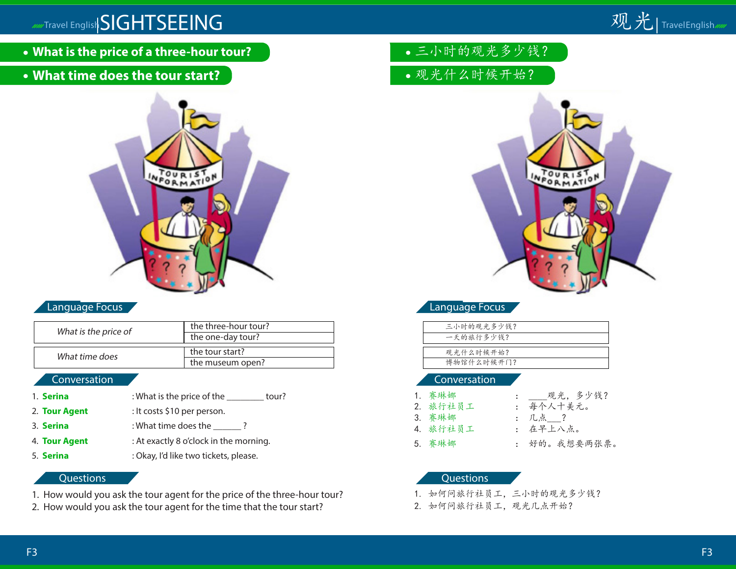# SIGHTSEEING

- **What is the price of a three-hour tour?**
- **What time does the tour start?**

## Language Focus

| What is the price of | the three-hour tour? |
|---|---|
| | the one-day tour? |

| What time does | the tour start? |
|---|---|
| | the museum open? |

## Conversation

1. **Serina** : What is the price of the ________ tour?
2. **Tour Agent** : It costs $10 per person.
3. **Serina** : What time does the ______ ?
4. **Tour Agent** : At exactly 8 o'clock in the morning.
5. **Serina** : Okay, I'd like two tickets, please.

## Questions

1. How would you ask the tour agent for the price of the three-hour tour?
2. How would you ask the tour agent for the time that the tour start?

# 观光

- 三小时的观光多少钱？
- 观光什么时候开始？

## Language Focus

| 三小时的观光多少钱？ |
|---|
| 一天的旅行多少钱？ |

| 观光什么时候开始？ |
|---|
| 博物馆什么时候开门？ |

## Conversation

1. 赛琳娜 ： ____观光，多少钱？
2. 旅行社员工 ： 每个人十美元。
3. 赛琳娜 ： 几点___？
4. 旅行社员工 ： 在早上八点。
5. 赛琳娜 ： 好的。我想要两张票。

## Questions

1. 如何问旅行社员工，三小时的观光多少钱？
2. 如何问旅行社员工，观光几点开始？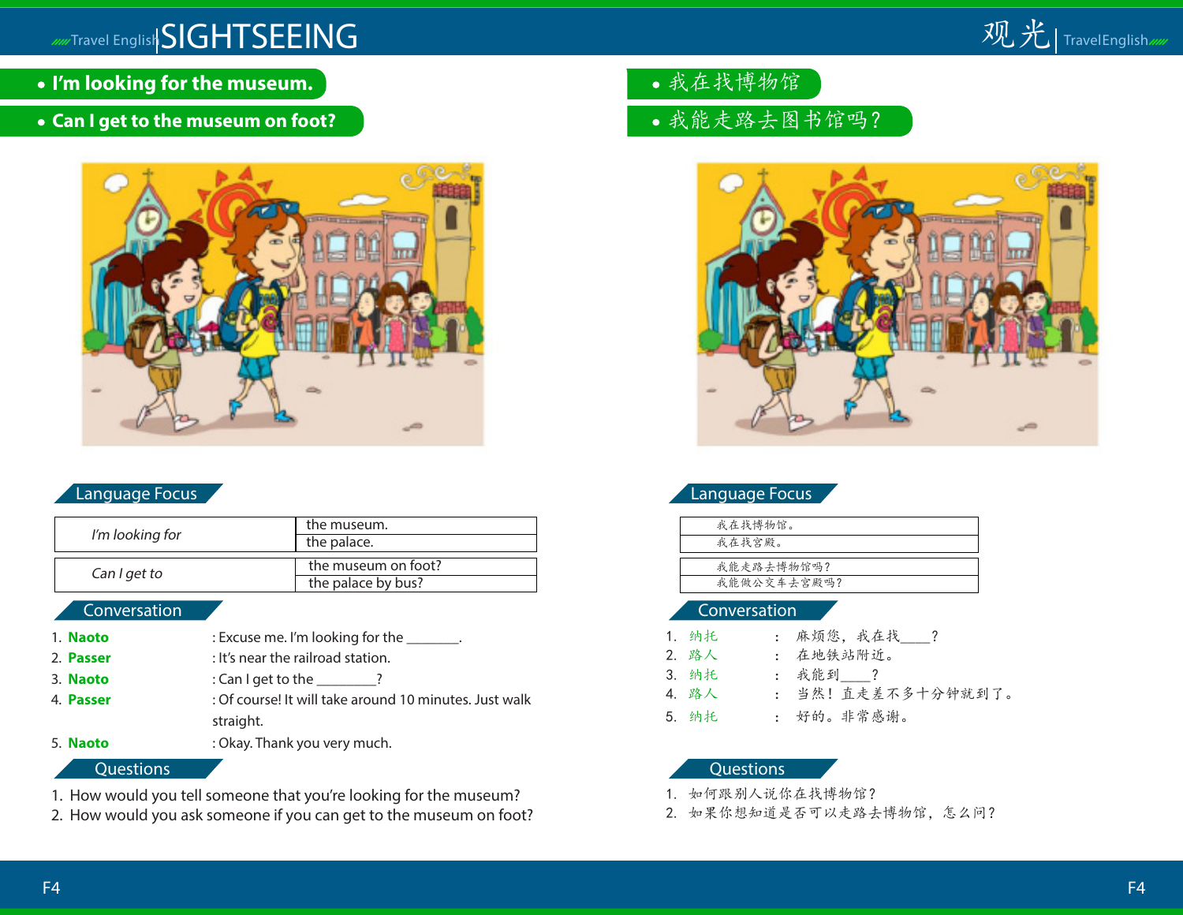# SIGHTSEEING

- **I'm looking for the museum.**
- **Can I get to the museum on foot?**

## Language Focus

| | |
|---|---|
| *I'm looking for* | the museum. |
| | the palace. |
| *Can I get to* | the museum on foot? |
| | the palace by bus? |

## Conversation

1. **Naoto** : Excuse me. I'm looking for the _______.
2. **Passer** : It's near the railroad station.
3. **Naoto** : Can I get to the ________?
4. **Passer** : Of course! It will take around 10 minutes. Just walk straight.
5. **Naoto** : Okay. Thank you very much.

## Questions

1. How would you tell someone that you're looking for the museum?
2. How would you ask someone if you can get to the museum on foot?

# 观光

- 我在找博物馆
- 我能走路去图书馆吗？

## Language Focus

| |
|---|
| 我在找博物馆。 |
| 我在找宫殿。 |
| 我能走路去博物馆吗？ |
| 我能做公交车去宫殿吗？ |

## Conversation

1. 纳托 ： 麻烦您，我在找____？
2. 路人 ： 在地铁站附近。
3. 纳托 ： 我能到____？
4. 路人 ： 当然！直走差不多十分钟就到了。
5. 纳托 ： 好的。非常感谢。

## Questions

1. 如何跟别人说你在找博物馆？
2. 如果你想知道是否可以走路去博物馆，怎么问？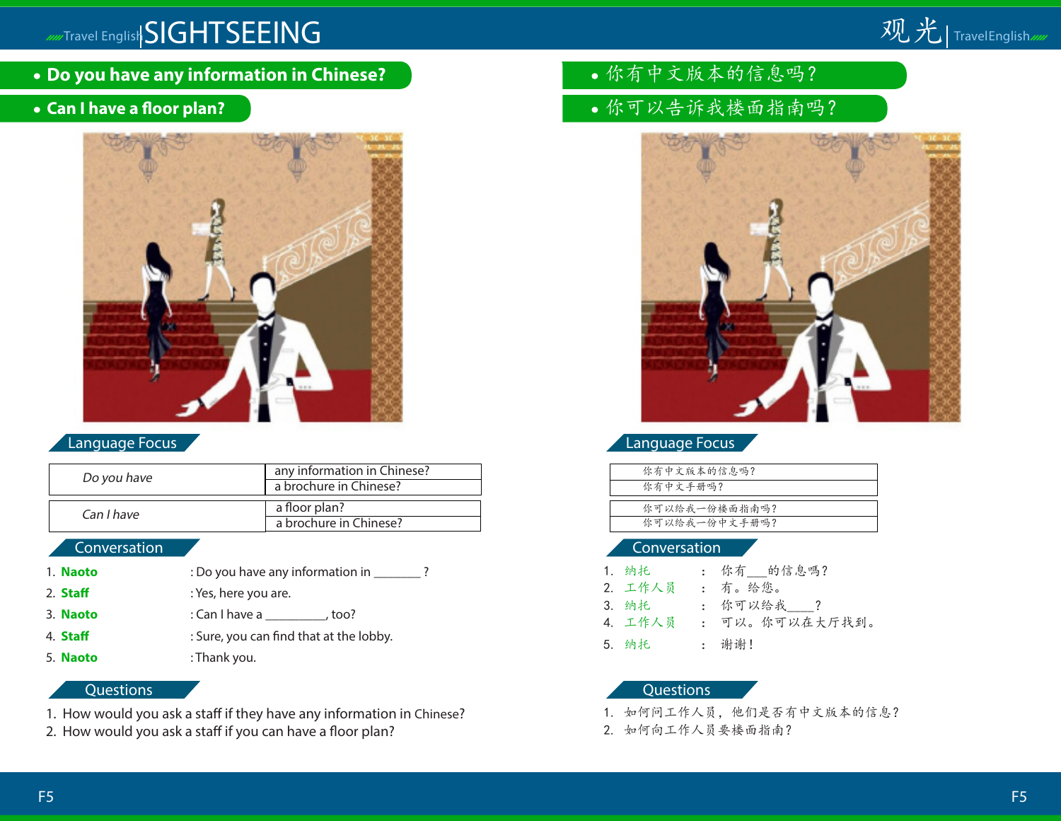# SIGHTSEEING

- **Do you have any information in Chinese?**
- **Can I have a floor plan?**

## Language Focus

| *Do you have* | any information in Chinese? |
| --- | --- |
| | a brochure in Chinese? |

| *Can I have* | a floor plan? |
| --- | --- |
| | a brochure in Chinese? |

## Conversation

1. **Naoto** : Do you have any information in _______ ?
2. **Staff** : Yes, here you are.
3. **Naoto** : Can I have a _________, too?
4. **Staff** : Sure, you can find that at the lobby.
5. **Naoto** : Thank you.

## Questions

1. How would you ask a staff if they have any information in Chinese?
2. How would you ask a staff if you can have a floor plan?

# 观光

- 你有中文版本的信息吗？
- 你可以告诉我楼面指南吗？

## Language Focus

| 你有中文版本的信息吗？ |
| --- |
| 你有中文手册吗？ |

| 你可以给我一份楼面指南吗？ |
| --- |
| 你可以给我一份中文手册吗？ |

## Conversation

1. 纳托 ： 你有___的信息吗？
2. 工作人员 ： 有。给您。
3. 纳托 ： 你可以给我____？
4. 工作人员 ： 可以。你可以在大厅找到。
5. 纳托 ： 谢谢！

## Questions

1. 如何问工作人员，他们是否有中文版本的信息？
2. 如何向工作人员要楼面指南？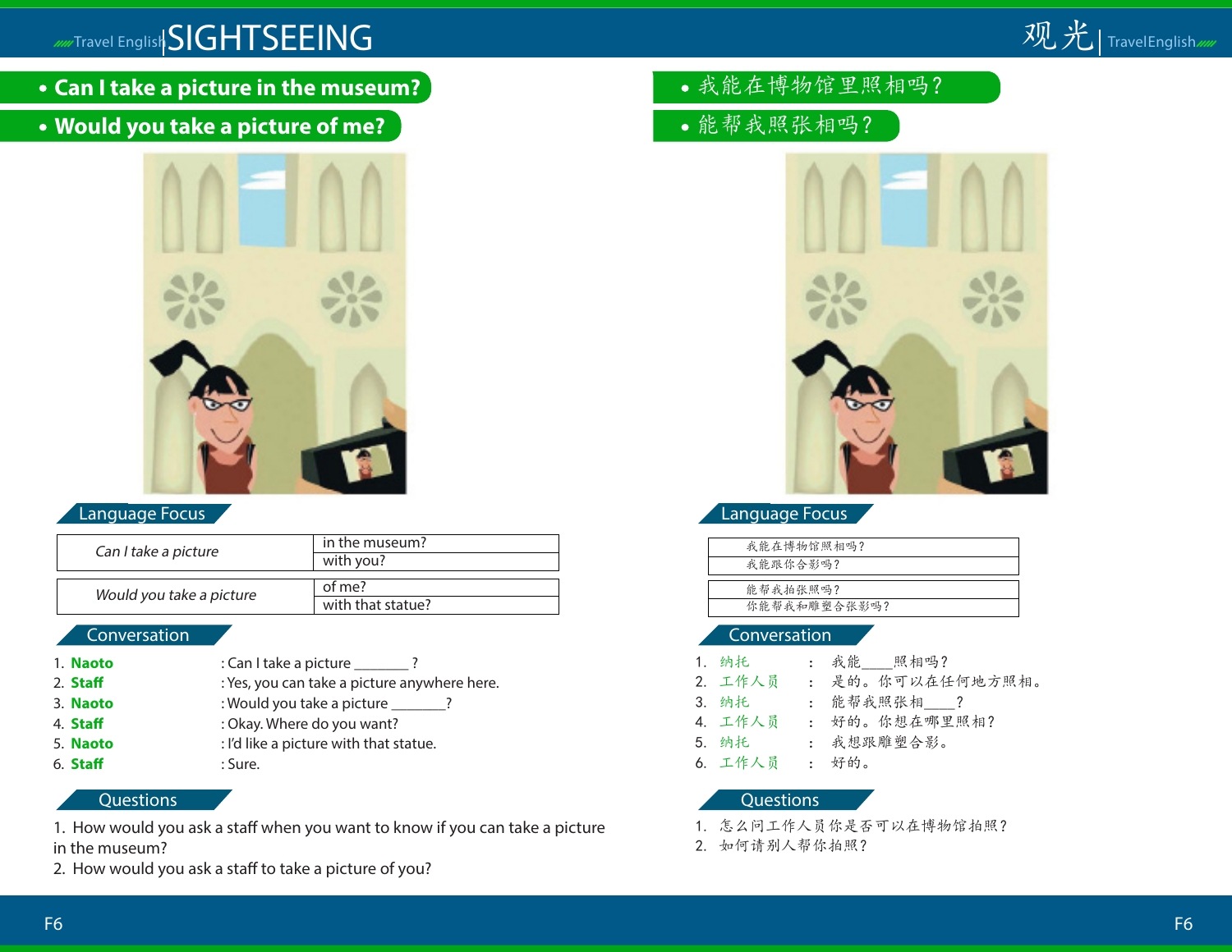# SIGHTSEEING

- **Can I take a picture in the museum?**
- **Would you take a picture of me?**

## Language Focus

| *Can I take a picture* | in the museum? |
|---|---|
| | with you? |

| *Would you take a picture* | of me? |
|---|---|
| | with that statue? |

## Conversation

1. **Naoto** : Can I take a picture _______ ?
2. **Staff** : Yes, you can take a picture anywhere here.
3. **Naoto** : Would you take a picture _______?
4. **Staff** : Okay. Where do you want?
5. **Naoto** : I'd like a picture with that statue.
6. **Staff** : Sure.

## Questions

1. How would you ask a staff when you want to know if you can take a picture in the museum?
2. How would you ask a staff to take a picture of you?

# 观光

- 我能在博物馆里照相吗？
- 能帮我照张相吗？

## Language Focus

| 我能在博物馆照相吗？ |
|---|
| 我能跟你合影吗？ |

| 能帮我拍张照吗？ |
|---|
| 你能帮我和雕塑合张影吗？ |

## Conversation

1. 纳托 ： 我能____照相吗？
2. 工作人员 ： 是的。你可以在任何地方照相。
3. 纳托 ： 能帮我照张相____？
4. 工作人员 ： 好的。你想在哪里照相？
5. 纳托 ： 我想跟雕塑合影。
6. 工作人员 ： 好的。

## Questions

1. 怎么问工作人员你是否可以在博物馆拍照？
2. 如何请别人帮你拍照？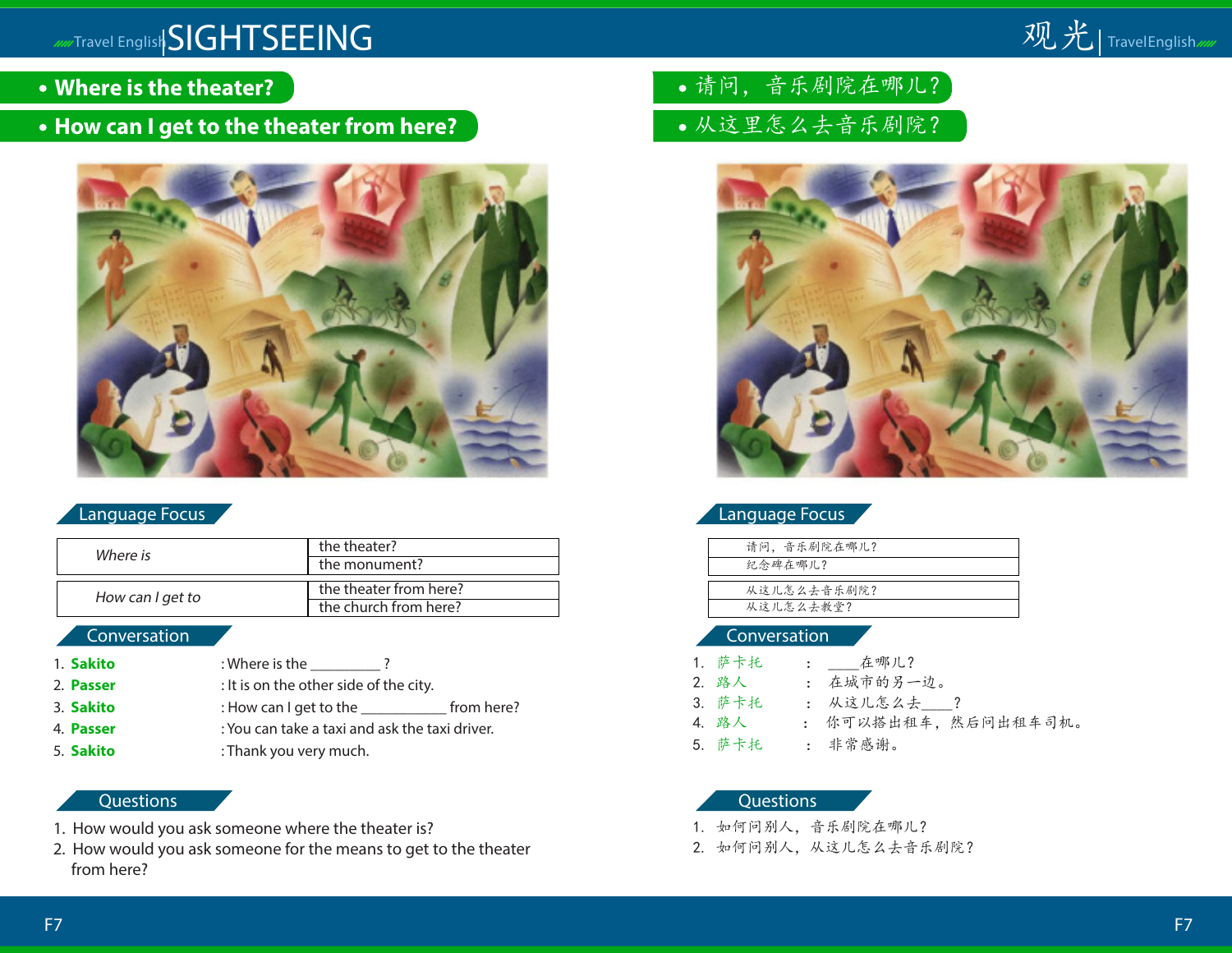# SIGHTSEEING

- **Where is the theater?**
- **How can I get to the theater from here?**

## Language Focus

| | |
|---|---|
| *Where is* | the theater? |
| | the monument? |
| *How can I get to* | the theater from here? |
| | the church from here? |

## Conversation

1. **Sakito** : Where is the _________ ?
2. **Passer** : It is on the other side of the city.
3. **Sakito** : How can I get to the ___________ from here?
4. **Passer** : You can take a taxi and ask the taxi driver.
5. **Sakito** : Thank you very much.

## Questions

1. How would you ask someone where the theater is?
2. How would you ask someone for the means to get to the theater from here?

# 观光

- 请问，音乐剧院在哪儿？
- 从这里怎么去音乐剧院？

## Language Focus

| |
|---|
| 请问，音乐剧院在哪儿？ |
| 纪念碑在哪儿？ |
| 从这儿怎么去音乐剧院？ |
| 从这儿怎么去教堂？ |

## Conversation

1. 萨卡托 : ____在哪儿？
2. 路人 : 在城市的另一边。
3. 萨卡托 : 从这儿怎么去____？
4. 路人 : 你可以搭出租车，然后问出租车司机。
5. 萨卡托 : 非常感谢。

## Questions

1. 如何问别人，音乐剧院在哪儿？
2. 如何问别人，从这儿怎么去音乐剧院？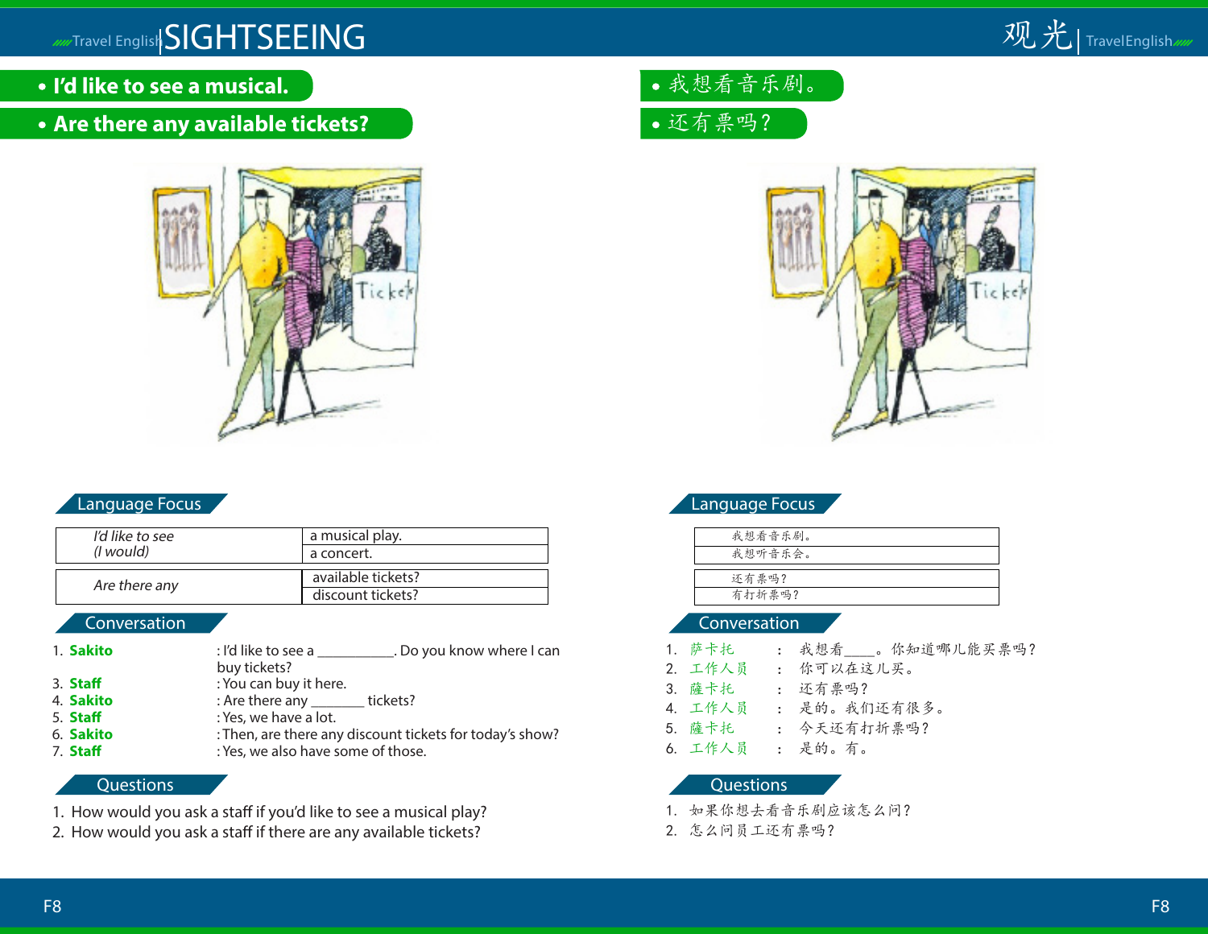# SIGHTSEEING

- **I'd like to see a musical.**
- **Are there any available tickets?**

## Language Focus

| *I'd like to see (I would)* | a musical play. |
|---|---|
| | a concert. |

| *Are there any* | available tickets? |
|---|---|
| | discount tickets? |

## Conversation

1. **Sakito** : I'd like to see a __________. Do you know where I can buy tickets?
3. **Staff** : You can buy it here.
4. **Sakito** : Are there any _______ tickets?
5. **Staff** : Yes, we have a lot.
6. **Sakito** : Then, are there any discount tickets for today's show?
7. **Staff** : Yes, we also have some of those.

## Questions

1. How would you ask a staff if you'd like to see a musical play?
2. How would you ask a staff if there are any available tickets?

# 观光

- 我想看音乐剧。
- 还有票吗？

## Language Focus

| 我想看音乐剧。 |
|---|
| 我想听音乐会。 |

| 还有票吗？ |
|---|
| 有打折票吗？ |

## Conversation

1. 萨卡托 ： 我想看____。你知道哪儿能买票吗？
2. 工作人员 ： 你可以在这儿买。
3. 薩卡托 ： 还有票吗？
4. 工作人员 ： 是的。我们还有很多。
5. 薩卡托 ： 今天还有打折票吗？
6. 工作人员 ： 是的。有。

## Questions

1. 如果你想去看音乐剧应该怎么问？
2. 怎么问员工还有票吗？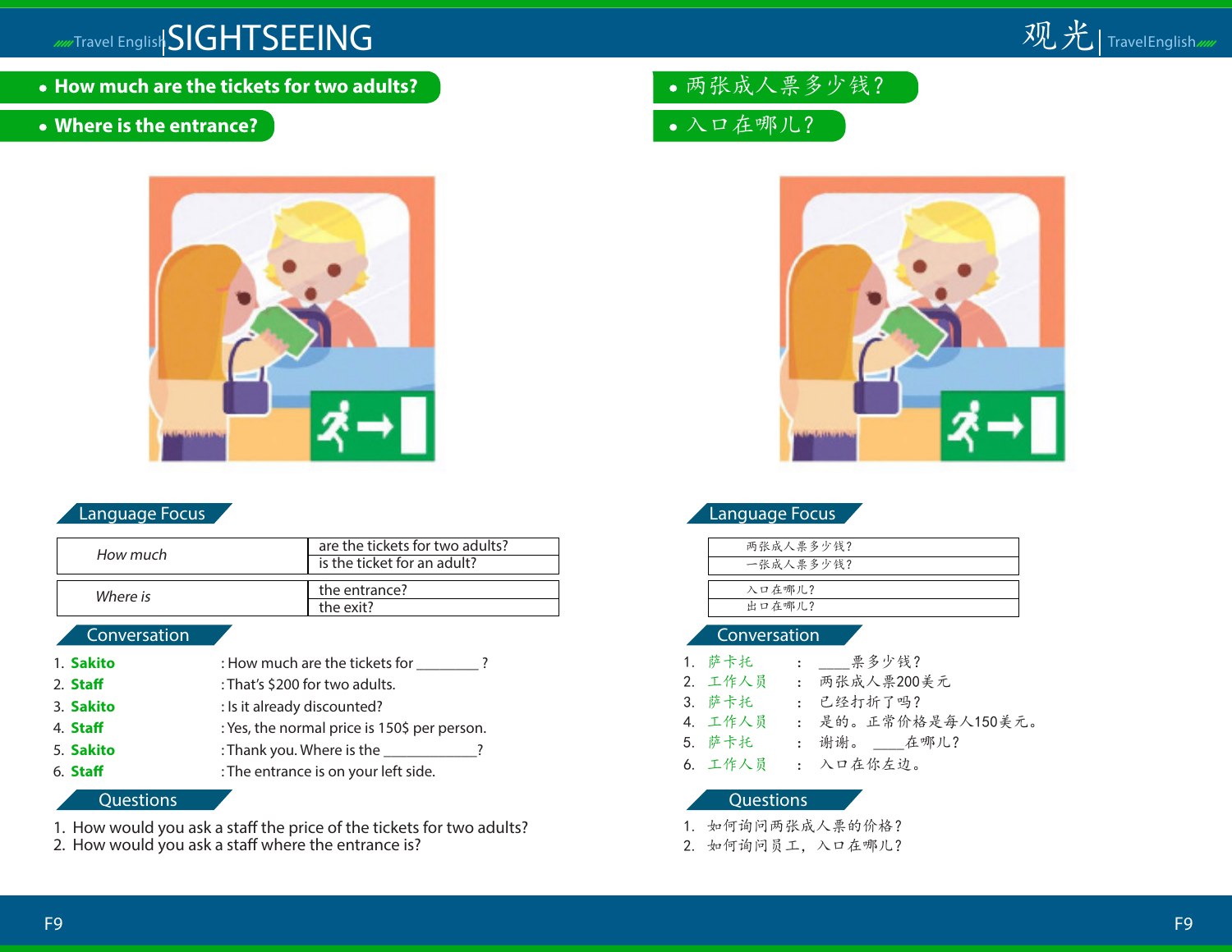# SIGHTSEEING

- **How much are the tickets for two adults?**
- **Where is the entrance?**

## Language Focus

| How much | are the tickets for two adults? |
|---|---|
| | is the ticket for an adult? |

| Where is | the entrance? |
|---|---|
| | the exit? |

## Conversation

1. **Sakito** : How much are the tickets for ________ ?
2. **Staff** : That's $200 for two adults.
3. **Sakito** : Is it already discounted?
4. **Staff** : Yes, the normal price is 150$ per person.
5. **Sakito** : Thank you. Where is the ____________?
6. **Staff** : The entrance is on your left side.

## Questions

1. How would you ask a staff the price of the tickets for two adults?
2. How would you ask a staff where the entrance is?

# 观光

- 两张成人票多少钱？
- 入口在哪儿？

## Language Focus

| 两张成人票多少钱？ |
|---|
| 一张成人票多少钱？ |

| 入口在哪儿？ |
|---|
| 出口在哪儿？ |

## Conversation

1. 萨卡托 ： ____票多少钱？
2. 工作人员 ： 两张成人票200美元
3. 萨卡托 ： 已经打折了吗？
4. 工作人员 ： 是的。正常价格是每人150美元。
5. 萨卡托 ： 谢谢。 ____在哪儿？
6. 工作人员 ： 入口在你左边。

## Questions

1. 如何询问两张成人票的价格？
2. 如何询问员工，入口在哪儿？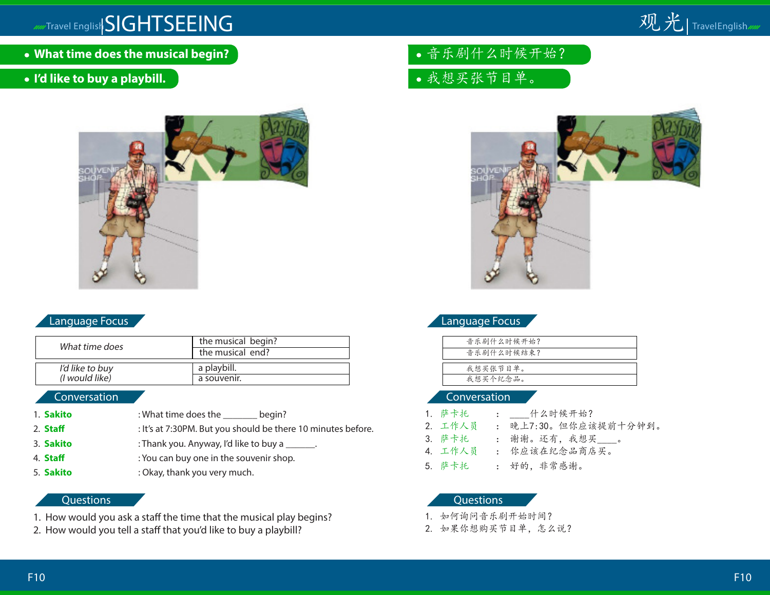# SIGHTSEEING

- **What time does the musical begin?**
- **I'd like to buy a playbill.**

## Language Focus

| | |
|---|---|
| *What time does* | the musical begin? |
| | the musical end? |

| | |
|---|---|
| *I'd like to buy (I would like)* | a playbill. |
| | a souvenir. |

## Conversation

1. **Sakito** : What time does the _______ begin?
2. **Staff** : It's at 7:30PM. But you should be there 10 minutes before.
3. **Sakito** : Thank you. Anyway, I'd like to buy a ______.
4. **Staff** : You can buy one in the souvenir shop.
5. **Sakito** : Okay, thank you very much.

## Questions

1. How would you ask a staff the time that the musical play begins?
2. How would you tell a staff that you'd like to buy a playbill?

# 观光

- 音乐剧什么时候开始？
- 我想买张节目单。

## Language Focus

| |
|---|
| 音乐剧什么时候开始？ |
| 音乐剧什么时候结束？ |

| |
|---|
| 我想买张节目单。 |
| 我想买个纪念品。 |

## Conversation

1. 萨卡托 ： ____什么时候开始？
2. 工作人员 ： 晚上7:30。但你应该提前十分钟到。
3. 萨卡托 ： 谢谢。还有，我想买____。
4. 工作人员 ： 你应该在纪念品商店买。
5. 萨卡托 ： 好的，非常感谢。

## Questions

1. 如何询问音乐剧开始时间？
2. 如果你想购买节目单，怎么说？